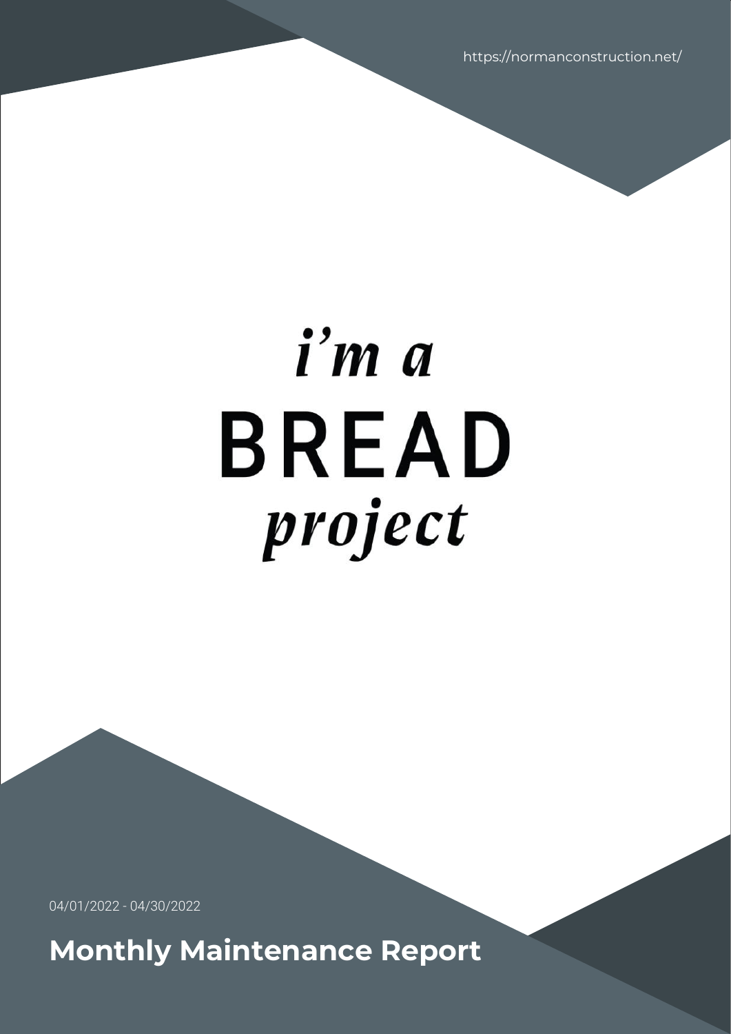https://normanconstruction.net/

*i'm a*

BREAD

*project*

04/01/2022 - 04/30/2022

# Monthly Maintenance Report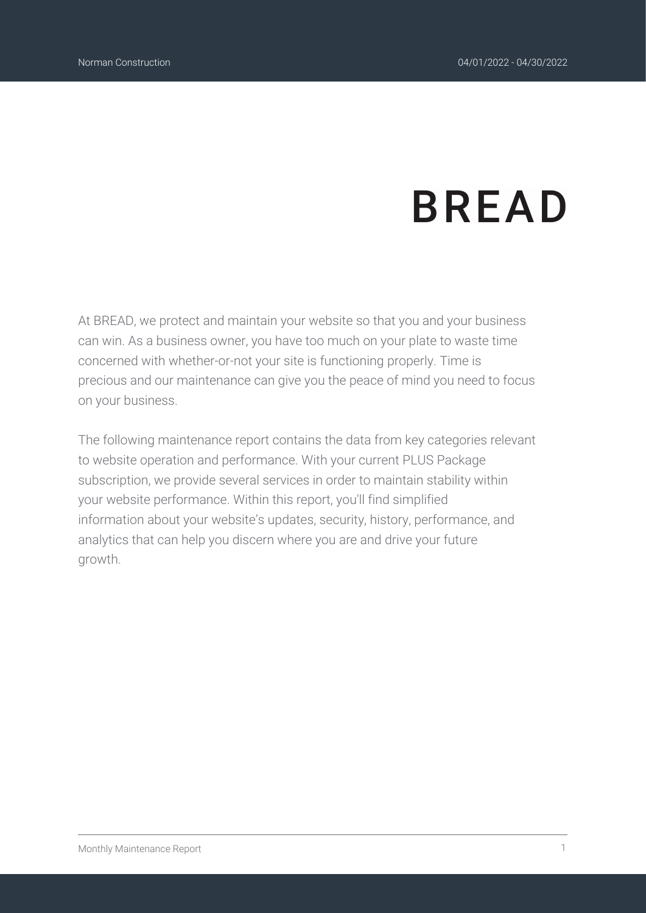# BREAD

At BREAD, we protect and maintain your website so that you and your business can win. As a business owner, you have too much on your plate to waste time concerned with whether-or-not your site is functioning properly. Time is precious and our maintenance can give you the peace of mind you need to focus on your business.

The following maintenance report contains the data from key categories relevant to website operation and performance. With your current PLUS Package subscription, we provide several services in order to maintain stability within your website performance. Within this report, you'll find simplified information about your website's updates, security, history, performance, and analytics that can help you discern where you are and drive your future growth.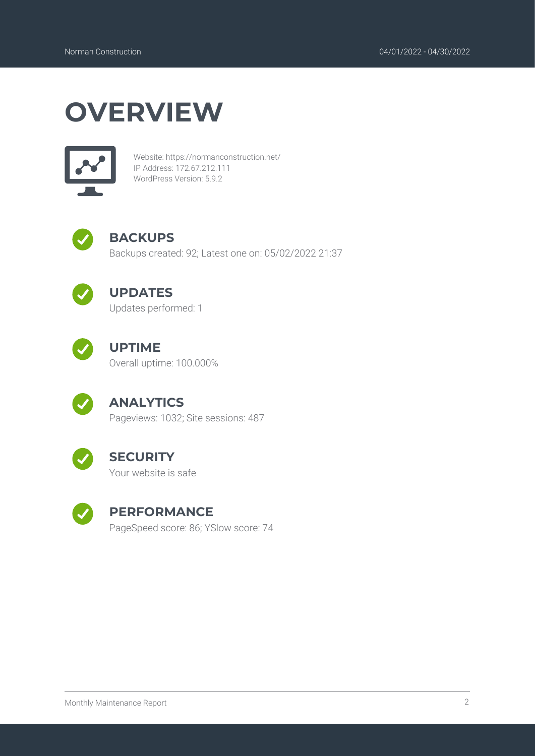# OVERVIEW

Website: https://normanconstruction.net/
IP Address: 172.67.212.111
WordPress Version: 5.9.2

## BACKUPS

Backups created: 92; Latest one on: 05/02/2022 21:37

## UPDATES

Updates performed: 1

## UPTIME

Overall uptime: 100.000%

## ANALYTICS

Pageviews: 1032; Site sessions: 487

## SECURITY

Your website is safe

## PERFORMANCE

PageSpeed score: 86; YSlow score: 74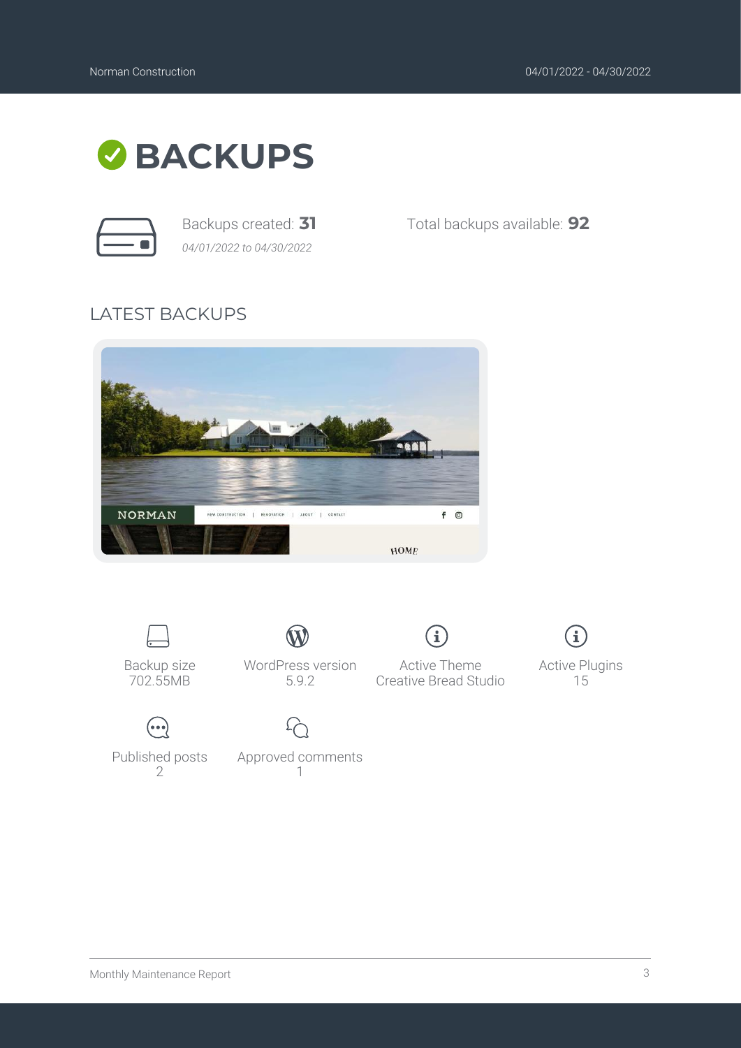# BACKUPS

Backups created: **31**
*04/01/2022 to 04/30/2022*

Total backups available: **92**

## LATEST BACKUPS

Backup size
702.55MB

WordPress version
5.9.2

Active Theme
Creative Bread Studio

Active Plugins
15

Published posts
2

Approved comments
1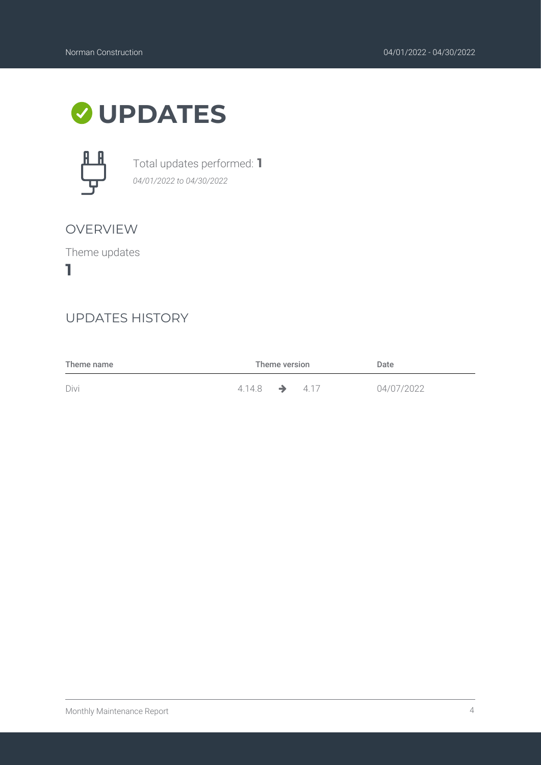# UPDATES

Total updates performed: **1**

*04/01/2022 to 04/30/2022*

## OVERVIEW

Theme updates

**1**

## UPDATES HISTORY

| Theme name | Theme version | Date |
| --- | --- | --- |
| Divi | 4.14.8 → 4.17 | 04/07/2022 |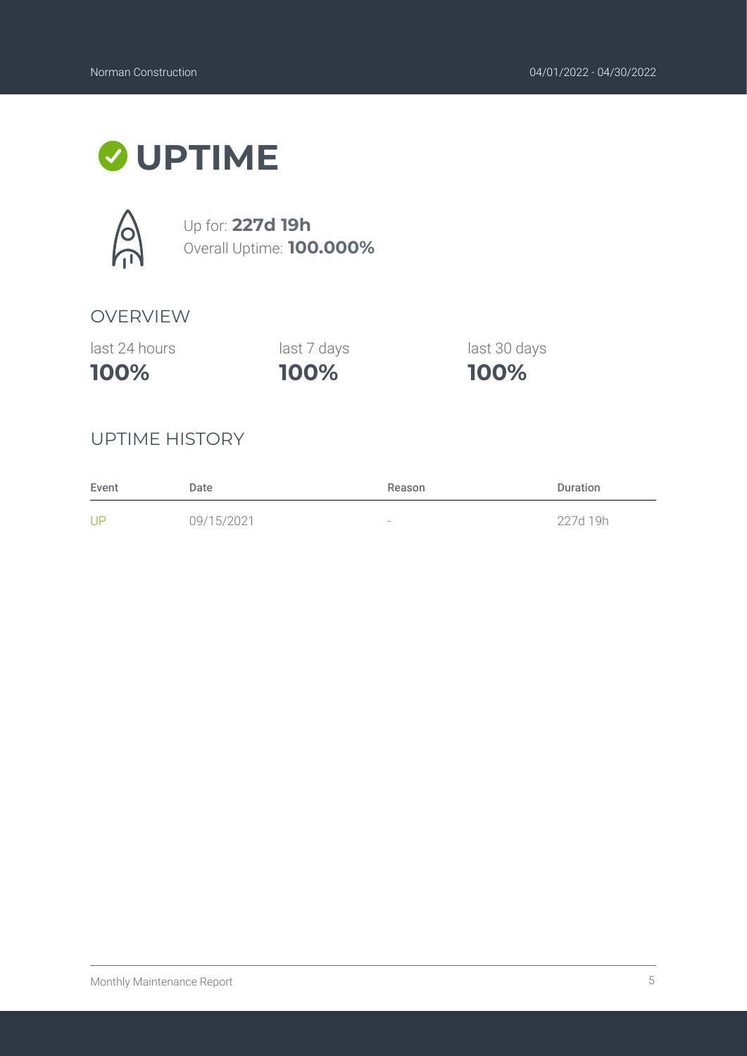# UPTIME

Up for: **227d 19h**
Overall Uptime: **100.000%**

## OVERVIEW

| last 24 hours | last 7 days | last 30 days |
|---|---|---|
| **100%** | **100%** | **100%** |

## UPTIME HISTORY

| Event | Date | Reason | Duration |
|---|---|---|---|
| UP | 09/15/2021 | - | 227d 19h |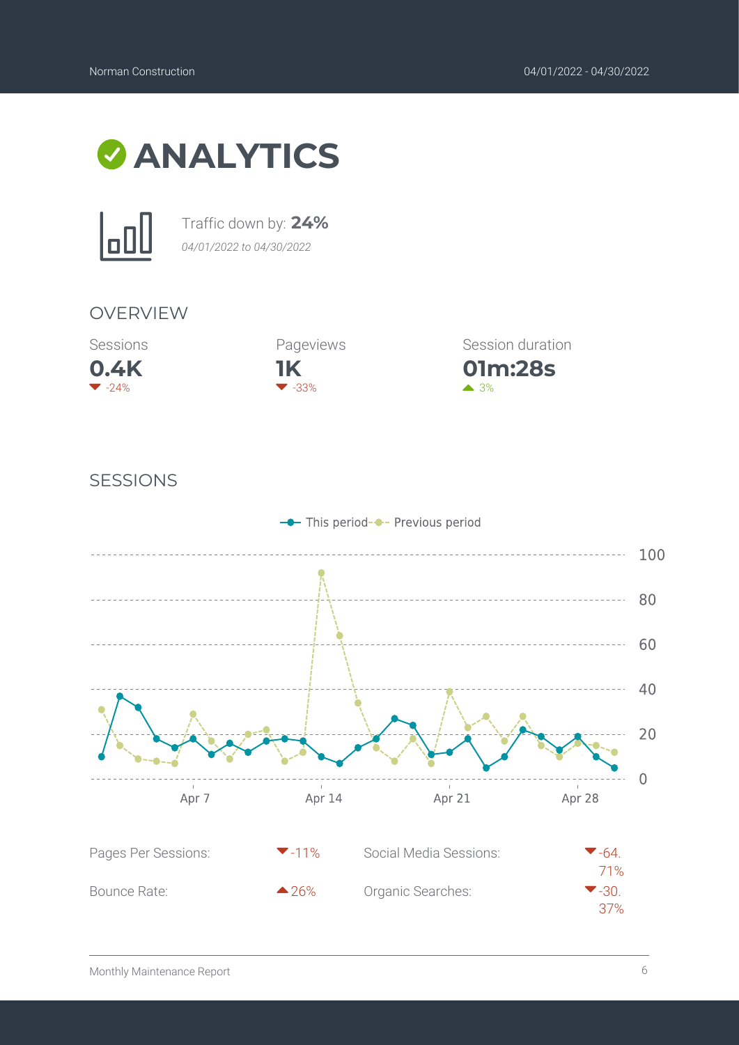# ANALYTICS

Traffic down by: **24%**

*04/01/2022 to 04/30/2022*

## OVERVIEW

| Sessions | Pageviews | Session duration |
|---|---|---|
| **0.4K** | **1K** | **01m:28s** |
| -24% | -33% | 3% |

## SESSIONS

This period
Previous period

100
80
60
40
20
0

Apr 7
Apr 14
Apr 21
Apr 28

| | | | |
|---|---|---|---|
| Pages Per Sessions: | -11% | Social Media Sessions: | -64.71% |
| Bounce Rate: | 26% | Organic Searches: | -30.37% |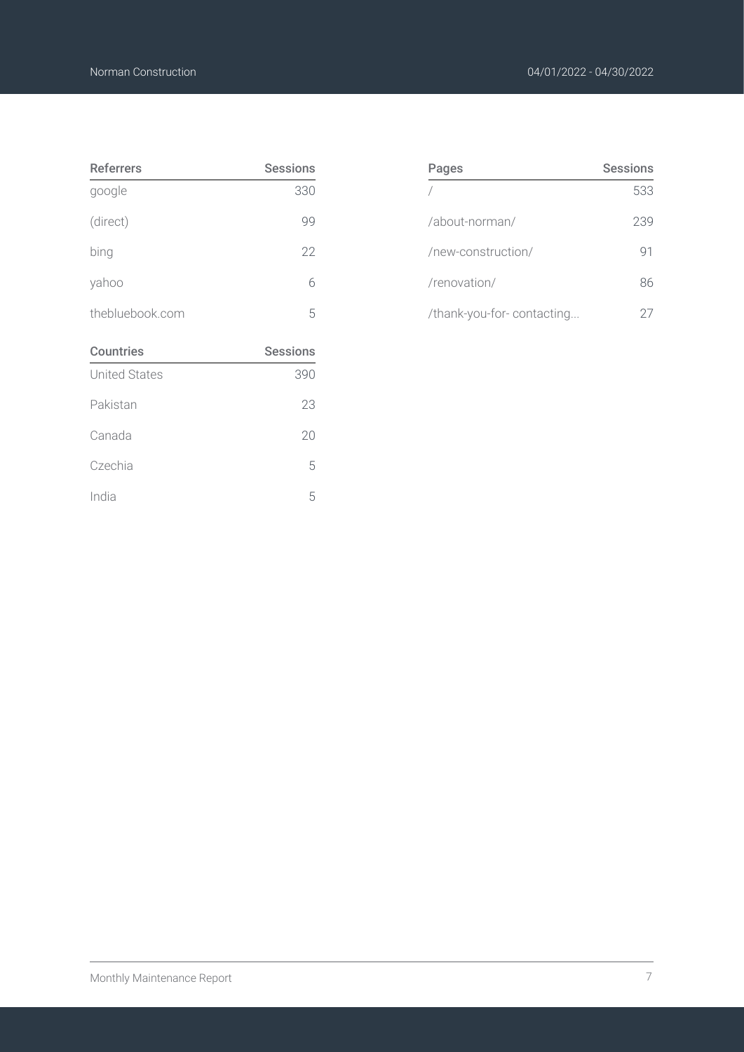| Referrers | Sessions |
|---|---|
| google | 330 |
| (direct) | 99 |
| bing | 22 |
| yahoo | 6 |
| thebluebook.com | 5 |

| Countries | Sessions |
|---|---|
| United States | 390 |
| Pakistan | 23 |
| Canada | 20 |
| Czechia | 5 |
| India | 5 |

| Pages | Sessions |
|---|---|
| / | 533 |
| /about-norman/ | 239 |
| /new-construction/ | 91 |
| /renovation/ | 86 |
| /thank-you-for- contacting... | 27 |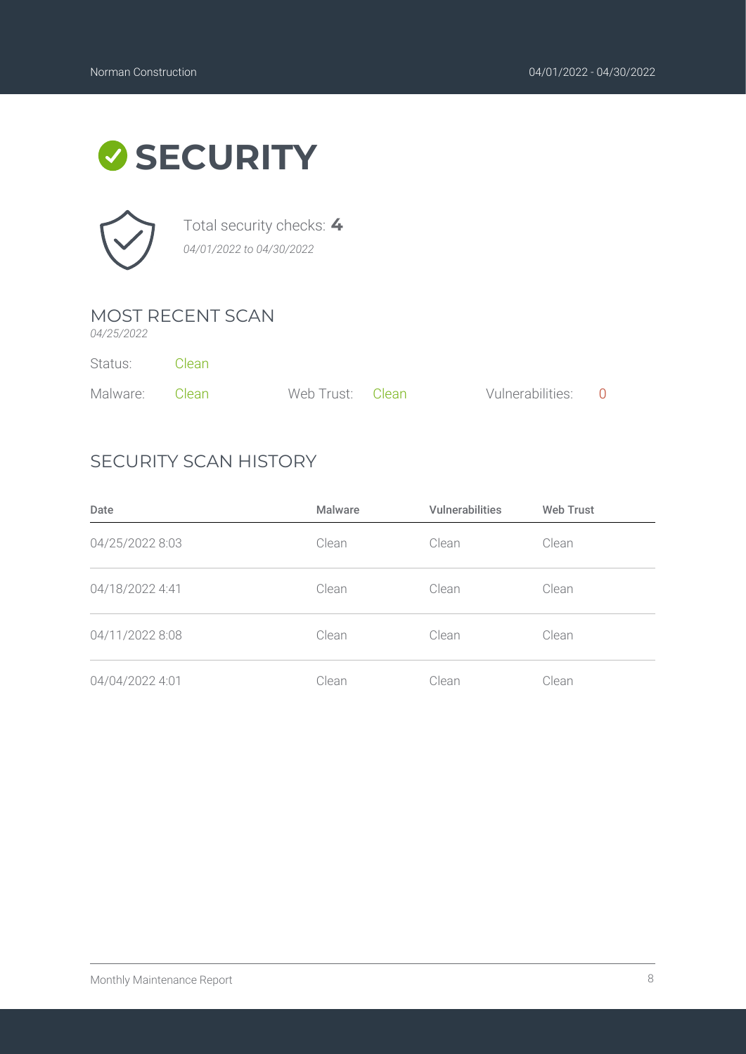# SECURITY

Total security checks: **4**

*04/01/2022 to 04/30/2022*

## MOST RECENT SCAN

*04/25/2022*

Status: Clean

Malware: Clean

Web Trust: Clean

Vulnerabilities: 0

## SECURITY SCAN HISTORY

| Date | Malware | Vulnerabilities | Web Trust |
|---|---|---|---|
| 04/25/2022 8:03 | Clean | Clean | Clean |
| 04/18/2022 4:41 | Clean | Clean | Clean |
| 04/11/2022 8:08 | Clean | Clean | Clean |
| 04/04/2022 4:01 | Clean | Clean | Clean |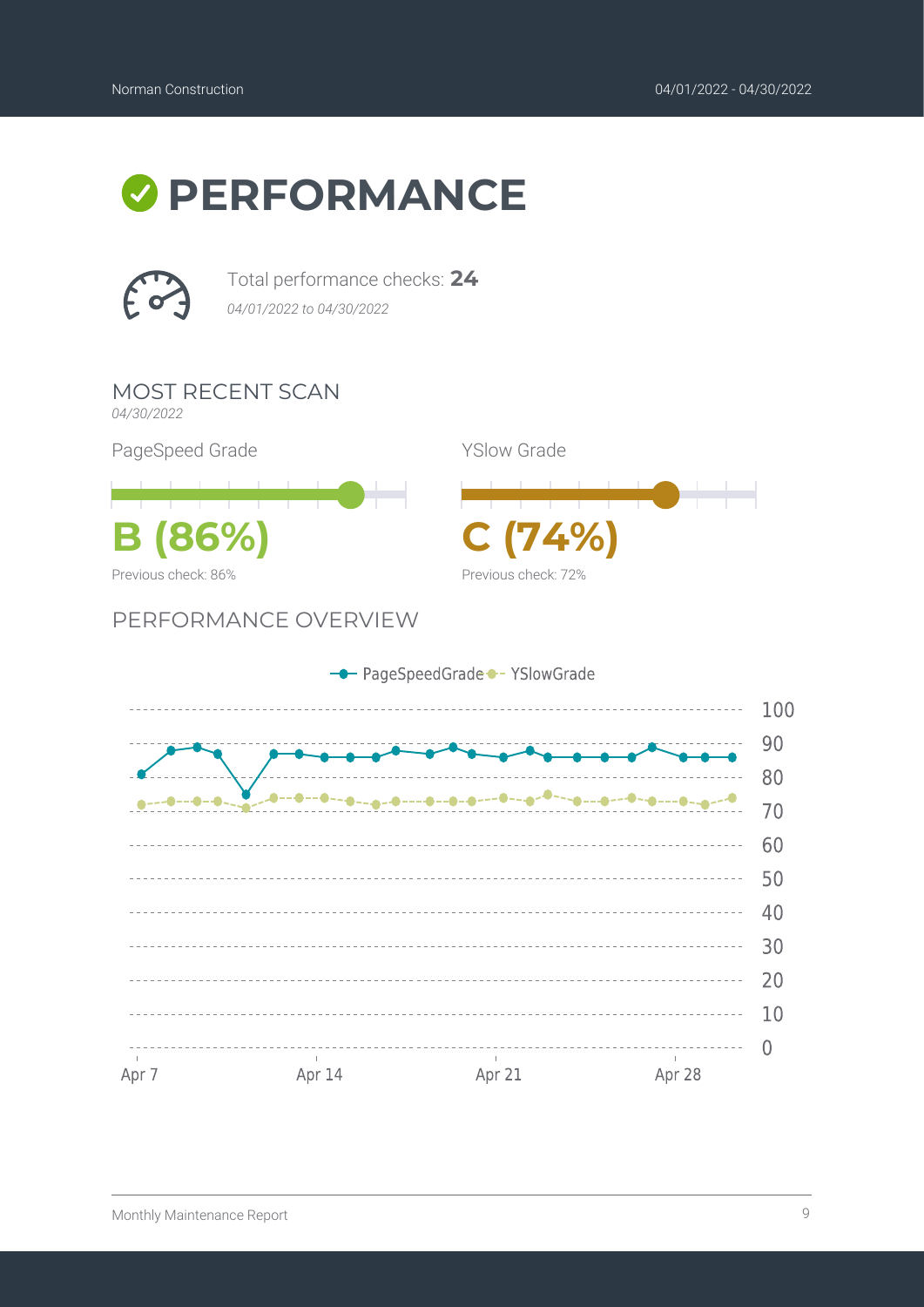# PERFORMANCE

Total performance checks: **24**

*04/01/2022 to 04/30/2022*

## MOST RECENT SCAN

*04/30/2022*

PageSpeed Grade

**B (86%)**

Previous check: 86%

YSlow Grade

**C (74%)**

Previous check: 72%

## PERFORMANCE OVERVIEW

PageSpeedGrade
YSlowGrade

100
90
80
70
60
50
40
30
20
10
0

Apr 7
Apr 14
Apr 21
Apr 28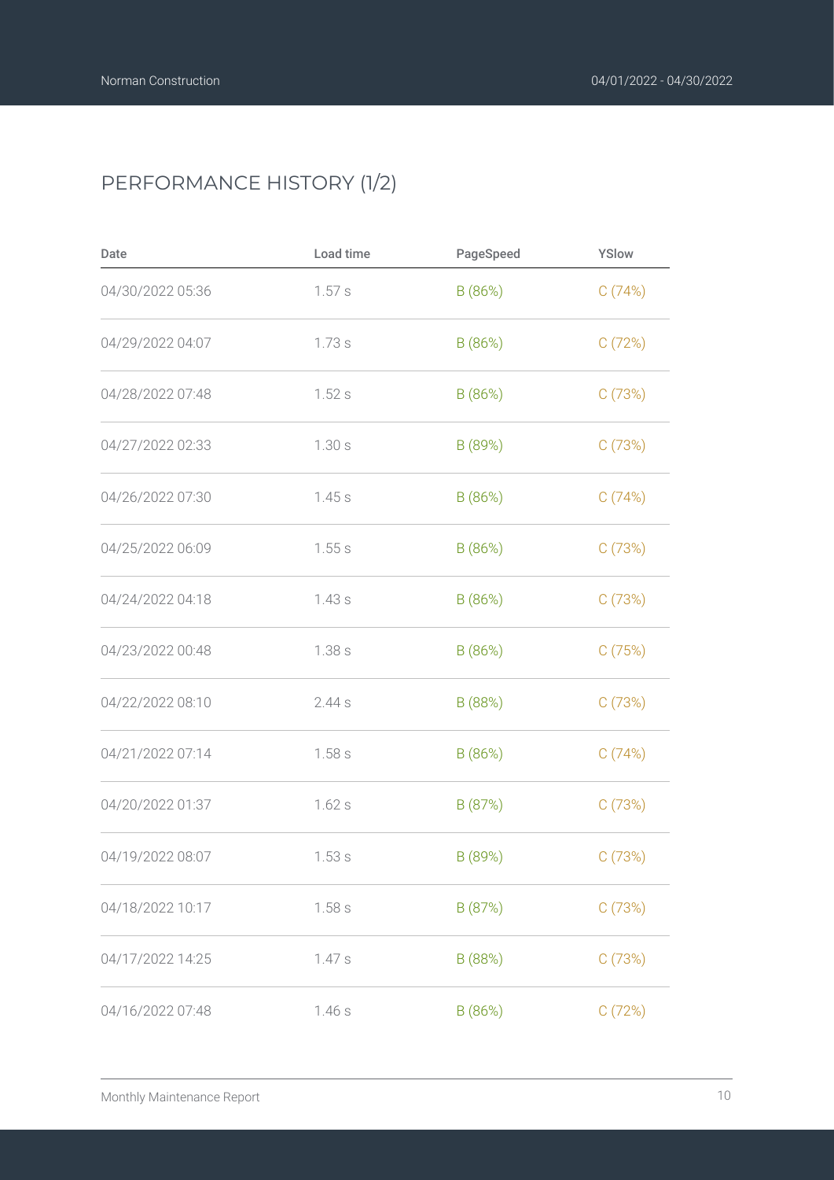# PERFORMANCE HISTORY (1/2)

| Date | Load time | PageSpeed | YSlow |
| --- | --- | --- | --- |
| 04/30/2022 05:36 | 1.57 s | B (86%) | C (74%) |
| 04/29/2022 04:07 | 1.73 s | B (86%) | C (72%) |
| 04/28/2022 07:48 | 1.52 s | B (86%) | C (73%) |
| 04/27/2022 02:33 | 1.30 s | B (89%) | C (73%) |
| 04/26/2022 07:30 | 1.45 s | B (86%) | C (74%) |
| 04/25/2022 06:09 | 1.55 s | B (86%) | C (73%) |
| 04/24/2022 04:18 | 1.43 s | B (86%) | C (73%) |
| 04/23/2022 00:48 | 1.38 s | B (86%) | C (75%) |
| 04/22/2022 08:10 | 2.44 s | B (88%) | C (73%) |
| 04/21/2022 07:14 | 1.58 s | B (86%) | C (74%) |
| 04/20/2022 01:37 | 1.62 s | B (87%) | C (73%) |
| 04/19/2022 08:07 | 1.53 s | B (89%) | C (73%) |
| 04/18/2022 10:17 | 1.58 s | B (87%) | C (73%) |
| 04/17/2022 14:25 | 1.47 s | B (88%) | C (73%) |
| 04/16/2022 07:48 | 1.46 s | B (86%) | C (72%) |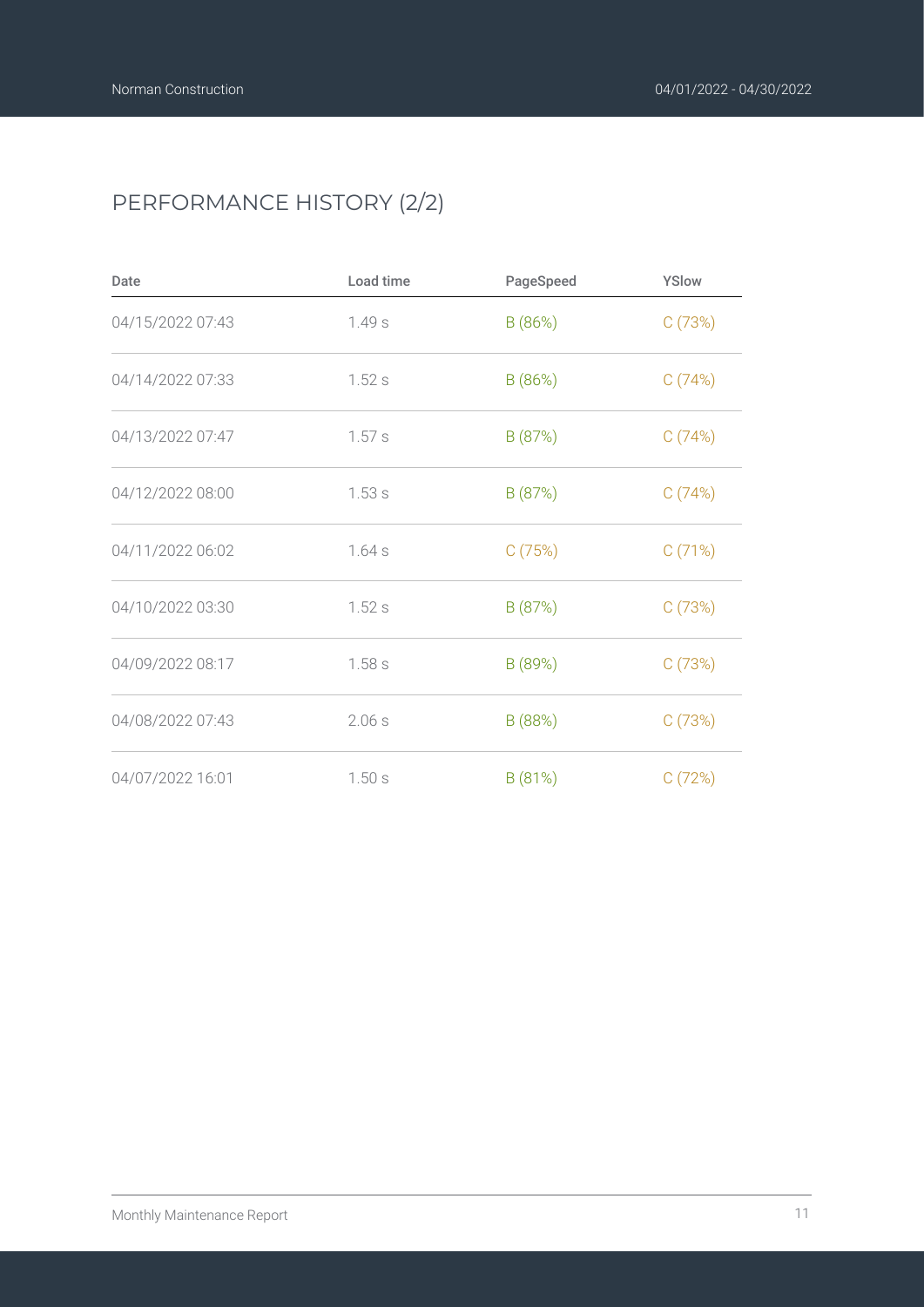## PERFORMANCE HISTORY (2/2)

| Date | Load time | PageSpeed | YSlow |
| --- | --- | --- | --- |
| 04/15/2022 07:43 | 1.49 s | B (86%) | C (73%) |
| 04/14/2022 07:33 | 1.52 s | B (86%) | C (74%) |
| 04/13/2022 07:47 | 1.57 s | B (87%) | C (74%) |
| 04/12/2022 08:00 | 1.53 s | B (87%) | C (74%) |
| 04/11/2022 06:02 | 1.64 s | C (75%) | C (71%) |
| 04/10/2022 03:30 | 1.52 s | B (87%) | C (73%) |
| 04/09/2022 08:17 | 1.58 s | B (89%) | C (73%) |
| 04/08/2022 07:43 | 2.06 s | B (88%) | C (73%) |
| 04/07/2022 16:01 | 1.50 s | B (81%) | C (72%) |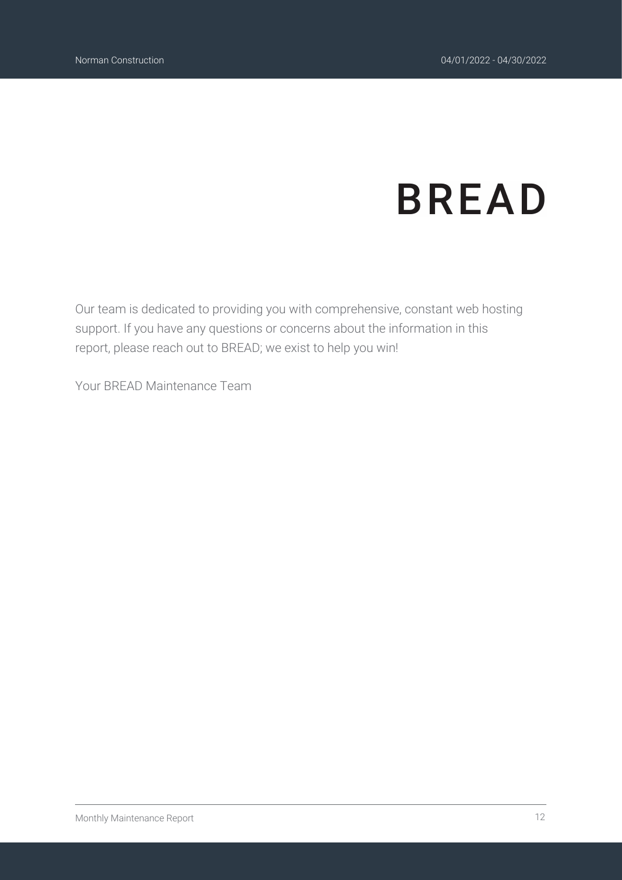# BREAD

Our team is dedicated to providing you with comprehensive, constant web hosting support. If you have any questions or concerns about the information in this report, please reach out to BREAD; we exist to help you win!

Your BREAD Maintenance Team